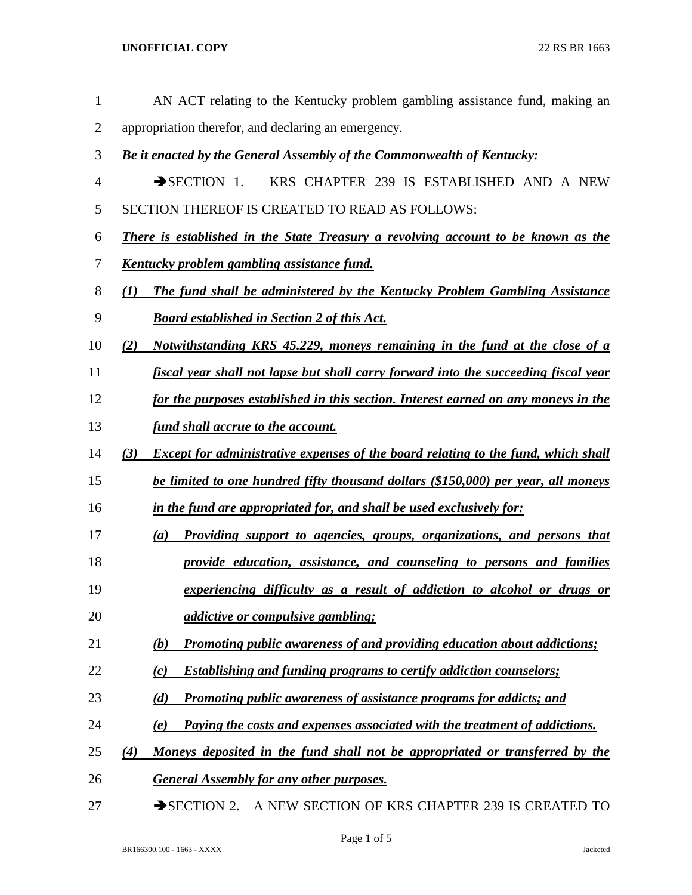AN ACT relating to the Kentucky problem gambling assistance fund, making an appropriation therefor, and declaring an emergency.

***Be it enacted by the General Assembly of the Commonwealth of Kentucky:***

➔SECTION 1. KRS CHAPTER 239 IS ESTABLISHED AND A NEW SECTION THEREOF IS CREATED TO READ AS FOLLOWS:

***There is established in the State Treasury a revolving account to be known as the Kentucky problem gambling assistance fund.***

***(1) The fund shall be administered by the Kentucky Problem Gambling Assistance Board established in Section 2 of this Act.***

***(2) Notwithstanding KRS 45.229, moneys remaining in the fund at the close of a fiscal year shall not lapse but shall carry forward into the succeeding fiscal year for the purposes established in this section. Interest earned on any moneys in the fund shall accrue to the account.***

***(3) Except for administrative expenses of the board relating to the fund, which shall be limited to one hundred fifty thousand dollars ($150,000) per year, all moneys in the fund are appropriated for, and shall be used exclusively for:***

***(a) Providing support to agencies, groups, organizations, and persons that provide education, assistance, and counseling to persons and families experiencing difficulty as a result of addiction to alcohol or drugs or addictive or compulsive gambling;***

***(b) Promoting public awareness of and providing education about addictions;***

***(c) Establishing and funding programs to certify addiction counselors;***

***(d) Promoting public awareness of assistance programs for addicts; and***

***(e) Paying the costs and expenses associated with the treatment of addictions.***

***(4) Moneys deposited in the fund shall not be appropriated or transferred by the General Assembly for any other purposes.***

➔SECTION 2. A NEW SECTION OF KRS CHAPTER 239 IS CREATED TO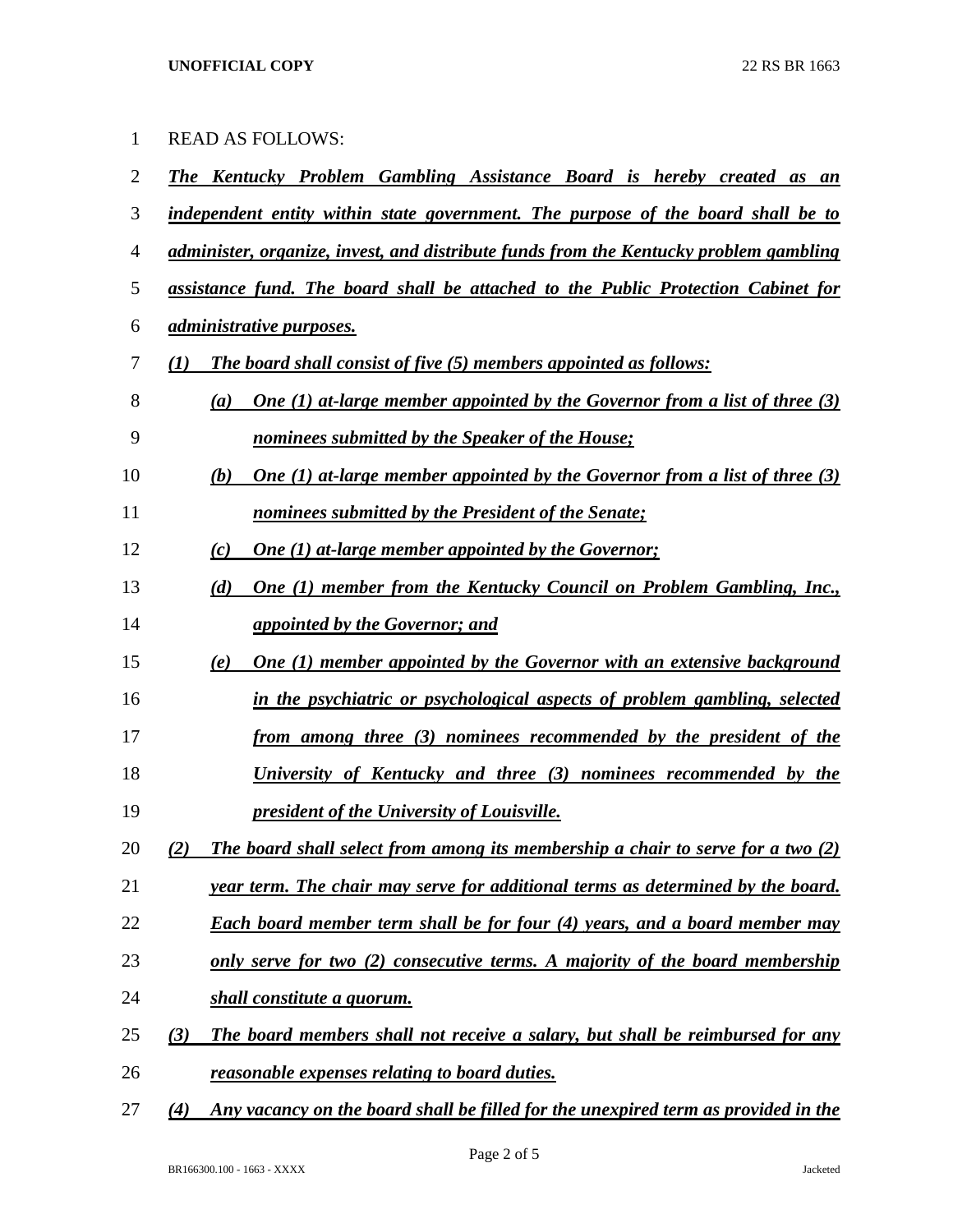READ AS FOLLOWS:

***The Kentucky Problem Gambling Assistance Board is hereby created as an independent entity within state government. The purpose of the board shall be to administer, organize, invest, and distribute funds from the Kentucky problem gambling assistance fund. The board shall be attached to the Public Protection Cabinet for administrative purposes.***

***(1) The board shall consist of five (5) members appointed as follows:***

***(a) One (1) at-large member appointed by the Governor from a list of three (3) nominees submitted by the Speaker of the House;***

***(b) One (1) at-large member appointed by the Governor from a list of three (3) nominees submitted by the President of the Senate;***

***(c) One (1) at-large member appointed by the Governor;***

***(d) One (1) member from the Kentucky Council on Problem Gambling, Inc., appointed by the Governor; and***

***(e) One (1) member appointed by the Governor with an extensive background in the psychiatric or psychological aspects of problem gambling, selected from among three (3) nominees recommended by the president of the University of Kentucky and three (3) nominees recommended by the president of the University of Louisville.***

***(2) The board shall select from among its membership a chair to serve for a two (2) year term. The chair may serve for additional terms as determined by the board. Each board member term shall be for four (4) years, and a board member may only serve for two (2) consecutive terms. A majority of the board membership shall constitute a quorum.***

***(3) The board members shall not receive a salary, but shall be reimbursed for any reasonable expenses relating to board duties.***

***(4) Any vacancy on the board shall be filled for the unexpired term as provided in the***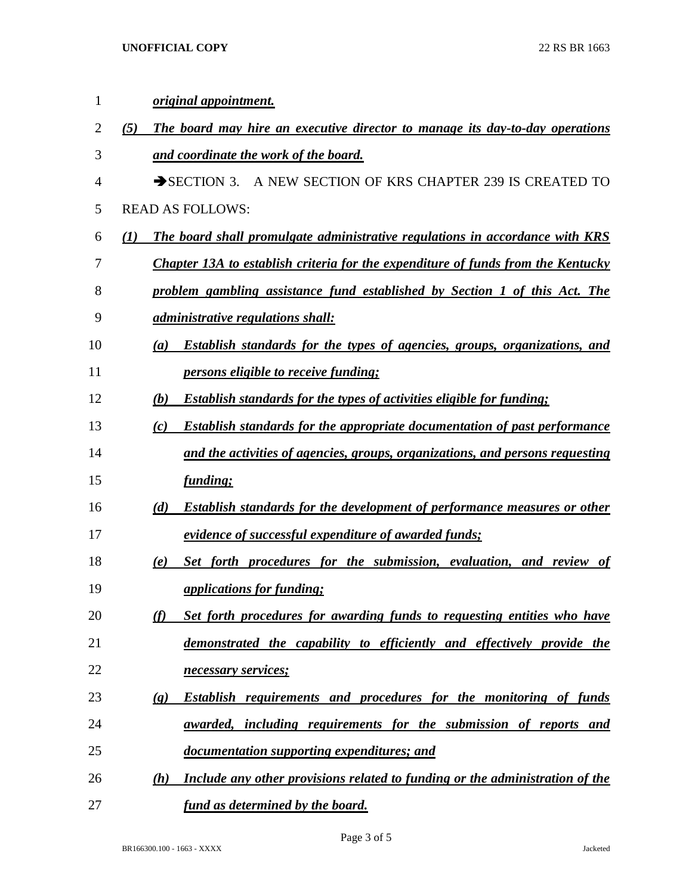*original appointment.*

*(5) The board may hire an executive director to manage its day-to-day operations and coordinate the work of the board.*

➔SECTION 3. A NEW SECTION OF KRS CHAPTER 239 IS CREATED TO READ AS FOLLOWS:

*(1) The board shall promulgate administrative regulations in accordance with KRS Chapter 13A to establish criteria for the expenditure of funds from the Kentucky problem gambling assistance fund established by Section 1 of this Act. The administrative regulations shall:*

*(a) Establish standards for the types of agencies, groups, organizations, and persons eligible to receive funding;*

*(b) Establish standards for the types of activities eligible for funding;*

*(c) Establish standards for the appropriate documentation of past performance and the activities of agencies, groups, organizations, and persons requesting funding;*

*(d) Establish standards for the development of performance measures or other evidence of successful expenditure of awarded funds;*

*(e) Set forth procedures for the submission, evaluation, and review of applications for funding;*

*(f) Set forth procedures for awarding funds to requesting entities who have demonstrated the capability to efficiently and effectively provide the necessary services;*

*(g) Establish requirements and procedures for the monitoring of funds awarded, including requirements for the submission of reports and documentation supporting expenditures; and*

*(h) Include any other provisions related to funding or the administration of the fund as determined by the board.*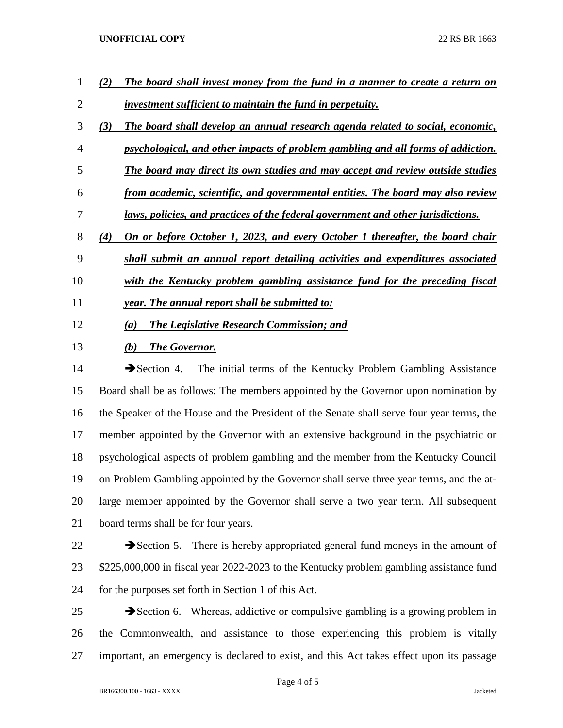***(2) The board shall invest money from the fund in a manner to create a return on investment sufficient to maintain the fund in perpetuity.***

***(3) The board shall develop an annual research agenda related to social, economic, psychological, and other impacts of problem gambling and all forms of addiction. The board may direct its own studies and may accept and review outside studies from academic, scientific, and governmental entities. The board may also review laws, policies, and practices of the federal government and other jurisdictions.***

***(4) On or before October 1, 2023, and every October 1 thereafter, the board chair shall submit an annual report detailing activities and expenditures associated with the Kentucky problem gambling assistance fund for the preceding fiscal year. The annual report shall be submitted to:***

***(a) The Legislative Research Commission; and***

***(b) The Governor.***

➔Section 4. The initial terms of the Kentucky Problem Gambling Assistance Board shall be as follows: The members appointed by the Governor upon nomination by the Speaker of the House and the President of the Senate shall serve four year terms, the member appointed by the Governor with an extensive background in the psychiatric or psychological aspects of problem gambling and the member from the Kentucky Council on Problem Gambling appointed by the Governor shall serve three year terms, and the at-large member appointed by the Governor shall serve a two year term. All subsequent board terms shall be for four years.

➔Section 5. There is hereby appropriated general fund moneys in the amount of $225,000,000 in fiscal year 2022-2023 to the Kentucky problem gambling assistance fund for the purposes set forth in Section 1 of this Act.

➔Section 6. Whereas, addictive or compulsive gambling is a growing problem in the Commonwealth, and assistance to those experiencing this problem is vitally important, an emergency is declared to exist, and this Act takes effect upon its passage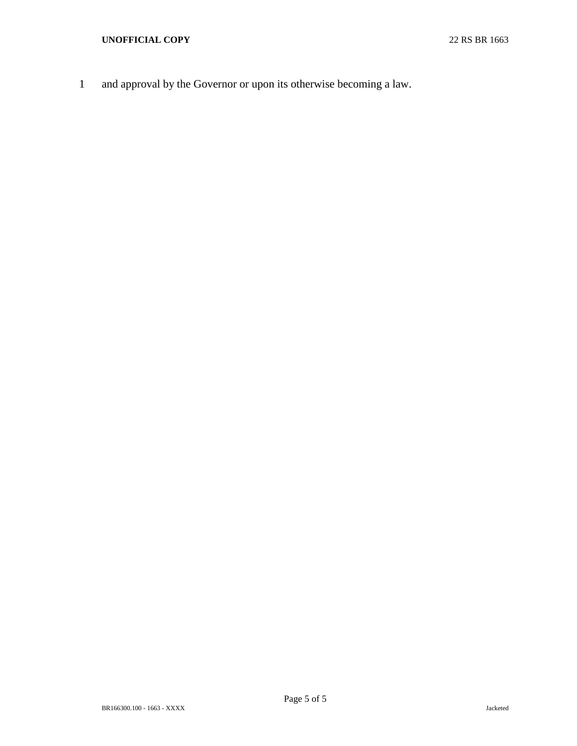and approval by the Governor or upon its otherwise becoming a law.